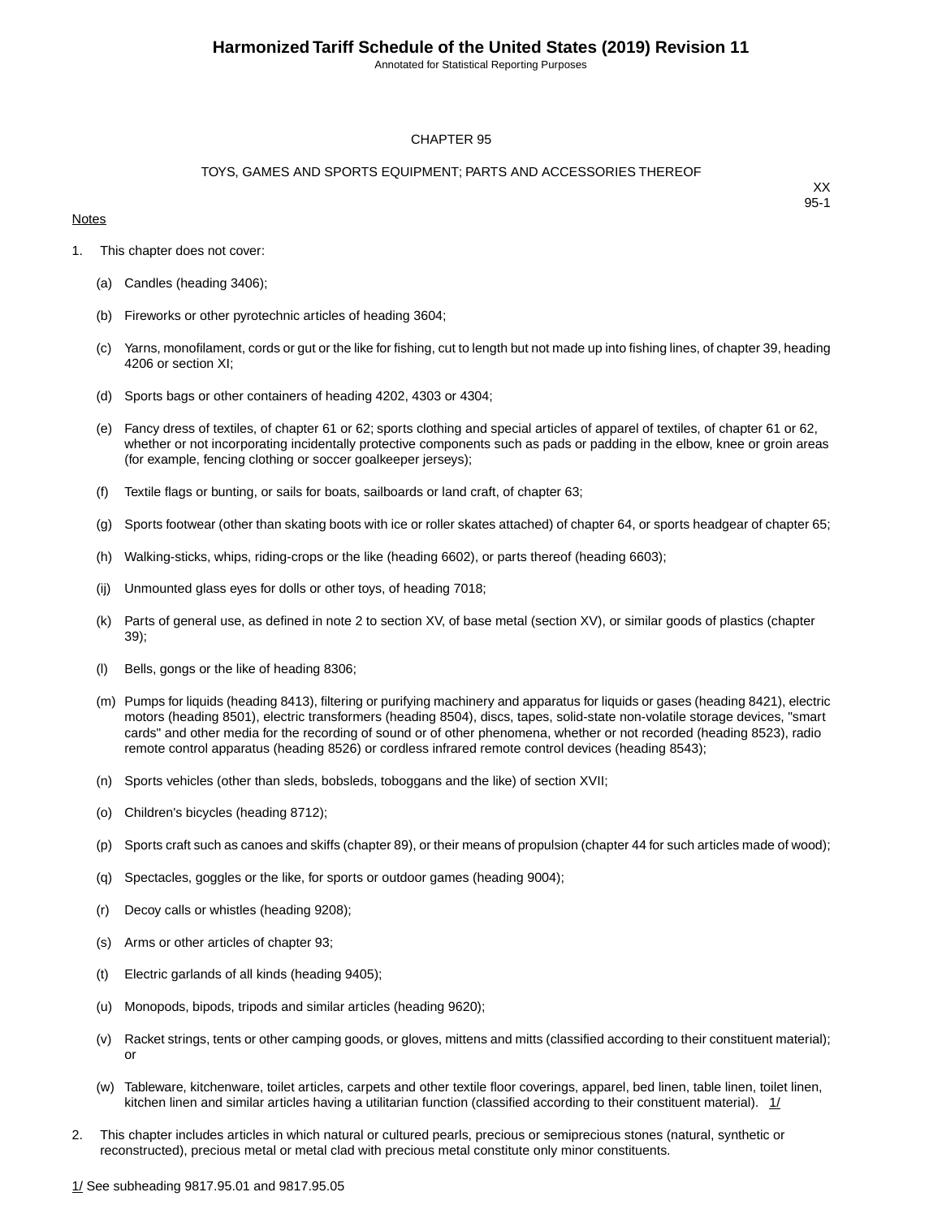# CHAPTER 95

## TOYS, GAMES AND SPORTS EQUIPMENT; PARTS AND ACCESSORIES THEREOF

XX
95-1

Notes

1. This chapter does not cover:

   (a) Candles (heading 3406);

   (b) Fireworks or other pyrotechnic articles of heading 3604;

   (c) Yarns, monofilament, cords or gut or the like for fishing, cut to length but not made up into fishing lines, of chapter 39, heading 4206 or section XI;

   (d) Sports bags or other containers of heading 4202, 4303 or 4304;

   (e) Fancy dress of textiles, of chapter 61 or 62; sports clothing and special articles of apparel of textiles, of chapter 61 or 62, whether or not incorporating incidentally protective components such as pads or padding in the elbow, knee or groin areas (for example, fencing clothing or soccer goalkeeper jerseys);

   (f) Textile flags or bunting, or sails for boats, sailboards or land craft, of chapter 63;

   (g) Sports footwear (other than skating boots with ice or roller skates attached) of chapter 64, or sports headgear of chapter 65;

   (h) Walking-sticks, whips, riding-crops or the like (heading 6602), or parts thereof (heading 6603);

   (ij) Unmounted glass eyes for dolls or other toys, of heading 7018;

   (k) Parts of general use, as defined in note 2 to section XV, of base metal (section XV), or similar goods of plastics (chapter 39);

   (l) Bells, gongs or the like of heading 8306;

   (m) Pumps for liquids (heading 8413), filtering or purifying machinery and apparatus for liquids or gases (heading 8421), electric motors (heading 8501), electric transformers (heading 8504), discs, tapes, solid-state non-volatile storage devices, "smart cards" and other media for the recording of sound or of other phenomena, whether or not recorded (heading 8523), radio remote control apparatus (heading 8526) or cordless infrared remote control devices (heading 8543);

   (n) Sports vehicles (other than sleds, bobsleds, toboggans and the like) of section XVII;

   (o) Children's bicycles (heading 8712);

   (p) Sports craft such as canoes and skiffs (chapter 89), or their means of propulsion (chapter 44 for such articles made of wood);

   (q) Spectacles, goggles or the like, for sports or outdoor games (heading 9004);

   (r) Decoy calls or whistles (heading 9208);

   (s) Arms or other articles of chapter 93;

   (t) Electric garlands of all kinds (heading 9405);

   (u) Monopods, bipods, tripods and similar articles (heading 9620);

   (v) Racket strings, tents or other camping goods, or gloves, mittens and mitts (classified according to their constituent material); or

   (w) Tableware, kitchenware, toilet articles, carpets and other textile floor coverings, apparel, bed linen, table linen, toilet linen, kitchen linen and similar articles having a utilitarian function (classified according to their constituent material). 1/

2. This chapter includes articles in which natural or cultured pearls, precious or semiprecious stones (natural, synthetic or reconstructed), precious metal or metal clad with precious metal constitute only minor constituents.

1/ See subheading 9817.95.01 and 9817.95.05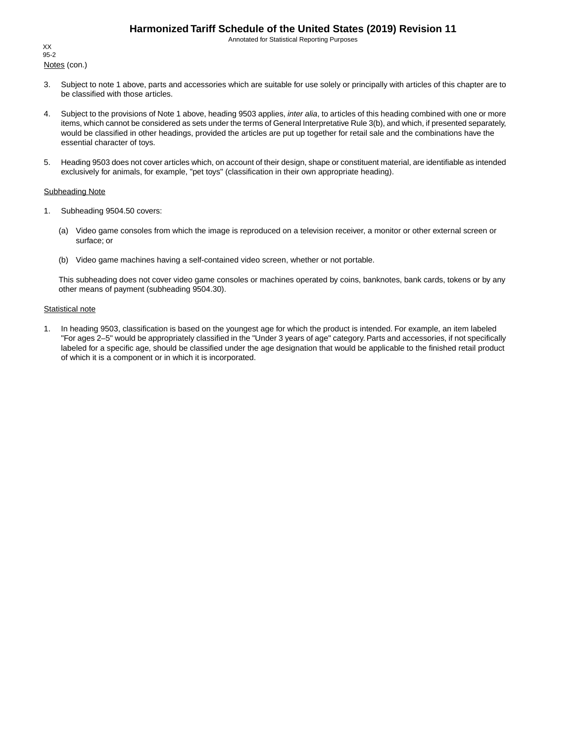Notes (con.)

3. Subject to note 1 above, parts and accessories which are suitable for use solely or principally with articles of this chapter are to be classified with those articles.

4. Subject to the provisions of Note 1 above, heading 9503 applies, *inter alia*, to articles of this heading combined with one or more items, which cannot be considered as sets under the terms of General Interpretative Rule 3(b), and which, if presented separately, would be classified in other headings, provided the articles are put up together for retail sale and the combinations have the essential character of toys.

5. Heading 9503 does not cover articles which, on account of their design, shape or constituent material, are identifiable as intended exclusively for animals, for example, "pet toys" (classification in their own appropriate heading).

Subheading Note

1. Subheading 9504.50 covers:

   (a) Video game consoles from which the image is reproduced on a television receiver, a monitor or other external screen or surface; or

   (b) Video game machines having a self-contained video screen, whether or not portable.

   This subheading does not cover video game consoles or machines operated by coins, banknotes, bank cards, tokens or by any other means of payment (subheading 9504.30).

Statistical note

1. In heading 9503, classification is based on the youngest age for which the product is intended. For example, an item labeled "For ages 2–5" would be appropriately classified in the "Under 3 years of age" category. Parts and accessories, if not specifically labeled for a specific age, should be classified under the age designation that would be applicable to the finished retail product of which it is a component or in which it is incorporated.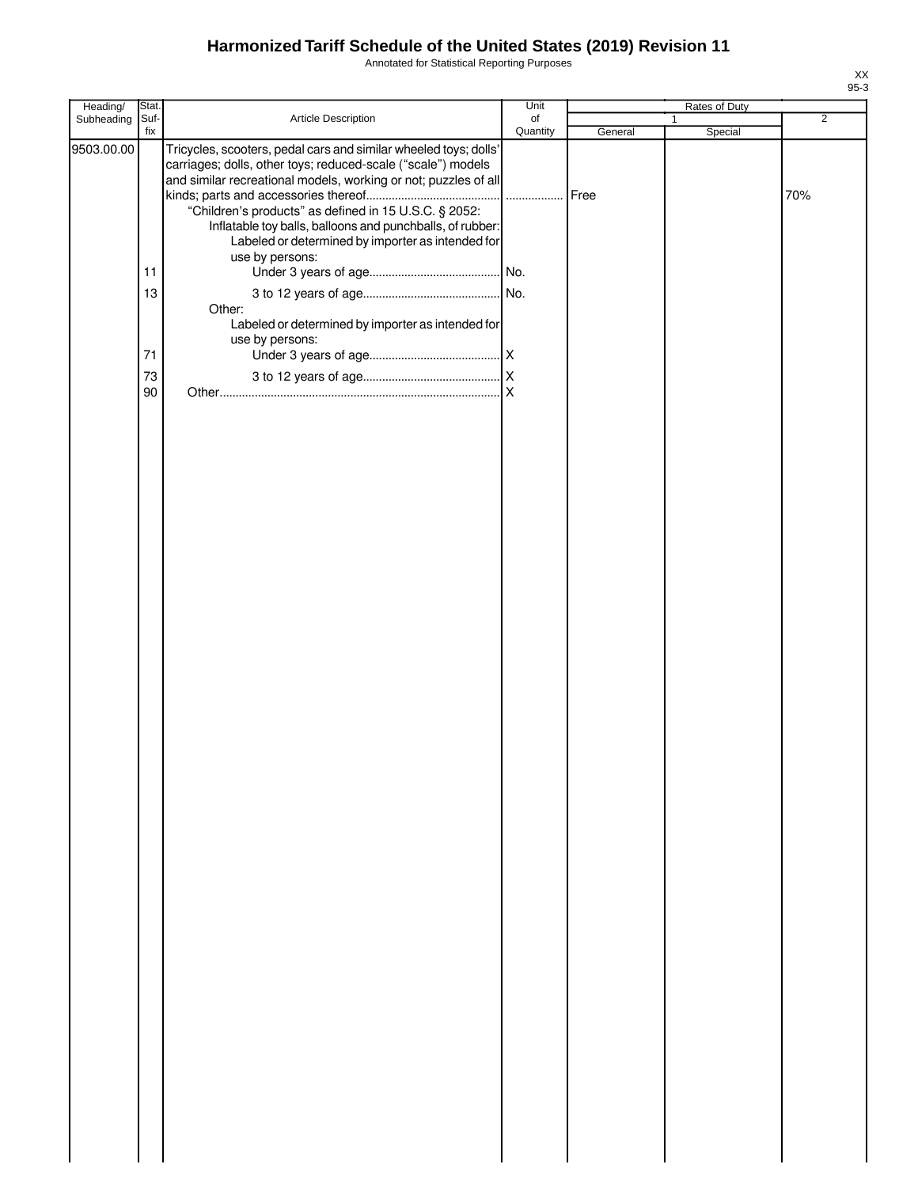# Harmonized Tariff Schedule of the United States (2019) Revision 11

Annotated for Statistical Reporting Purposes

XX
95-3

| Heading/ Subheading | Stat. Suf- fix | Article Description | Unit of Quantity | Rates of Duty | | |
|---|---|---|---|---|---|---|
| | | | | 1 | | 2 |
| | | | | General | Special | |
| 9503.00.00 | | Tricycles, scooters, pedal cars and similar wheeled toys; dolls' carriages; dolls, other toys; reduced-scale ("scale") models and similar recreational models, working or not; puzzles of all kinds; parts and accessories thereof.......................................... | ................. | Free | | 70% |
| | | "Children's products" as defined in 15 U.S.C. § 2052: | | | | |
| | | Inflatable toy balls, balloons and punchballs, of rubber: | | | | |
| | | Labeled or determined by importer as intended for use by persons: | | | | |
| | 11 | Under 3 years of age......................................... | No. | | | |
| | 13 | 3 to 12 years of age........................................... | No. | | | |
| | | Other: | | | | |
| | | Labeled or determined by importer as intended for use by persons: | | | | |
| | 71 | Under 3 years of age......................................... | X | | | |
| | 73 | 3 to 12 years of age........................................... | X | | | |
| | 90 | Other....................................................................................... | X | | | |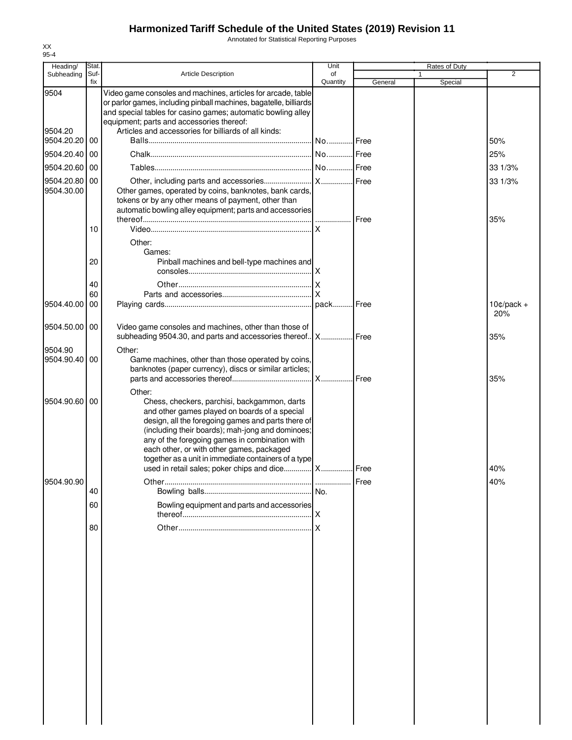# Harmonized Tariff Schedule of the United States (2019) Revision 11

Annotated for Statistical Reporting Purposes

XX
95-4

| Heading/ Subheading | Stat. Suf- fix | Article Description | Unit of Quantity | Rates of Duty 1 General | Special | 2 |
|---|---|---|---|---|---|---|
| 9504 | | Video game consoles and machines, articles for arcade, table or parlor games, including pinball machines, bagatelle, billiards and special tables for casino games; automatic bowling alley equipment; parts and accessories thereof: | | | | |
| 9504.20 | | Articles and accessories for billiards of all kinds: | | | | |
| 9504.20.20 | 00 | Balls | No. | Free | | 50% |
| 9504.20.40 | 00 | Chalk | No. | Free | | 25% |
| 9504.20.60 | 00 | Tables | No. | Free | | 33 1/3% |
| 9504.20.80 | 00 | Other, including parts and accessories | X | Free | | 33 1/3% |
| 9504.30.00 | | Other games, operated by coins, banknotes, bank cards, tokens or by any other means of payment, other than automatic bowling alley equipment; parts and accessories thereof | | Free | | 35% |
| | 10 | Video | X | | | |
| | | Other: | | | | |
| | | Games: | | | | |
| | 20 | Pinball machines and bell-type machines and consoles | X | | | |
| | 40 | Other | X | | | |
| | 60 | Parts and accessories | X | | | |
| 9504.40.00 | 00 | Playing cards | pack | Free | | 10¢/pack + 20% |
| 9504.50.00 | 00 | Video game consoles and machines, other than those of subheading 9504.30, and parts and accessories thereof | X | Free | | 35% |
| 9504.90 | | Other: | | | | |
| 9504.90.40 | 00 | Game machines, other than those operated by coins, banknotes (paper currency), discs or similar articles; parts and accessories thereof | X | Free | | 35% |
| | | Other: | | | | |
| 9504.90.60 | 00 | Chess, checkers, parchisi, backgammon, darts and other games played on boards of a special design, all the foregoing games and parts there of (including their boards); mah-jong and dominoes; any of the foregoing games in combination with each other, or with other games, packaged together as a unit in immediate containers of a type used in retail sales; poker chips and dice | X | Free | | 40% |
| 9504.90.90 | | Other | | Free | | 40% |
| | 40 | Bowling balls | No. | | | |
| | 60 | Bowling equipment and parts and accessories thereof | X | | | |
| | 80 | Other | X | | | |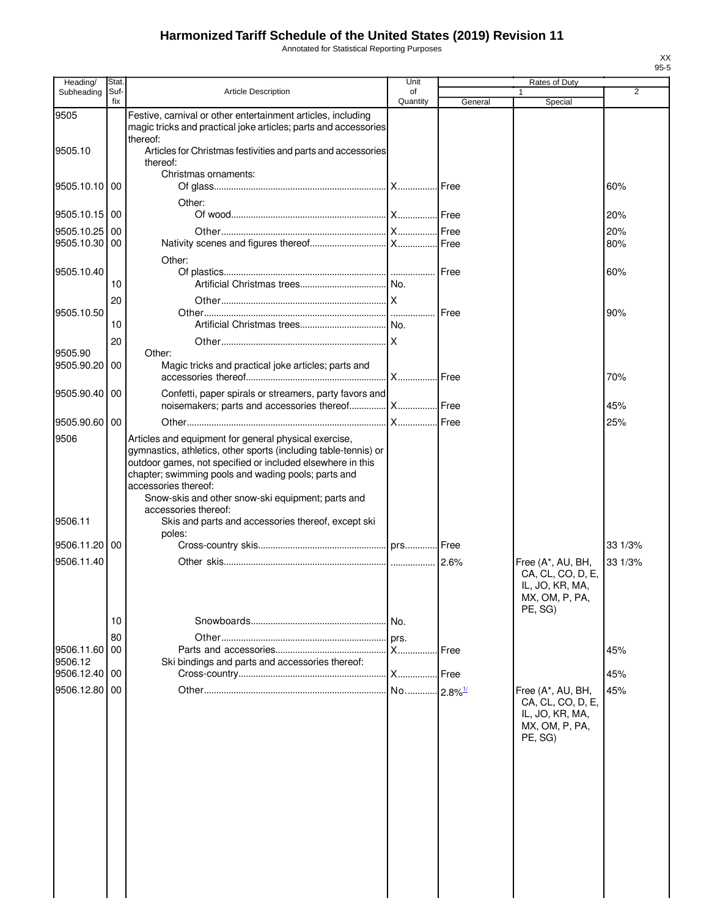# Harmonized Tariff Schedule of the United States (2019) Revision 11

Annotated for Statistical Reporting Purposes

XX
95-5

| Heading/ Subheading | Stat. Suf- fix | Article Description | Unit of Quantity | Rates of Duty 1 General | Special | 2 |
|---|---|---|---|---|---|---|
| 9505 | | Festive, carnival or other entertainment articles, including magic tricks and practical joke articles; parts and accessories thereof: | | | | |
| 9505.10 | | Articles for Christmas festivities and parts and accessories thereof: | | | | |
| | | Christmas ornaments: | | | | |
| 9505.10.10 | 00 | Of glass | X | Free | | 60% |
| | | Other: | | | | |
| 9505.10.15 | 00 | Of wood | X | Free | | 20% |
| 9505.10.25 | 00 | Other | X | Free | | 20% |
| 9505.10.30 | 00 | Nativity scenes and figures thereof | X | Free | | 80% |
| | | Other: | | | | |
| 9505.10.40 | | Of plastics | | Free | | 60% |
| | 10 | Artificial Christmas trees | No. | | | |
| | 20 | Other | X | | | |
| 9505.10.50 | | Other | | Free | | 90% |
| | 10 | Artificial Christmas trees | No. | | | |
| | 20 | Other | X | | | |
| 9505.90 | | Other: | | | | |
| 9505.90.20 | 00 | Magic tricks and practical joke articles; parts and accessories thereof | X | Free | | 70% |
| 9505.90.40 | 00 | Confetti, paper spirals or streamers, party favors and noisemakers; parts and accessories thereof | X | Free | | 45% |
| 9505.90.60 | 00 | Other | X | Free | | 25% |
| 9506 | | Articles and equipment for general physical exercise, gymnastics, athletics, other sports (including table-tennis) or outdoor games, not specified or included elsewhere in this chapter; swimming pools and wading pools; parts and accessories thereof: | | | | |
| | | Snow-skis and other snow-ski equipment; parts and accessories thereof: | | | | |
| 9506.11 | | Skis and parts and accessories thereof, except ski poles: | | | | |
| 9506.11.20 | 00 | Cross-country skis | prs. | Free | | 33 1/3% |
| 9506.11.40 | | Other skis | | 2.6% | Free (A*, AU, BH, CA, CL, CO, D, E, IL, JO, KR, MA, MX, OM, P, PA, PE, SG) | 33 1/3% |
| | 10 | Snowboards | No. | | | |
| | 80 | Other | prs. | | | |
| 9506.11.60 | 00 | Parts and accessories | X | Free | | 45% |
| 9506.12 | | Ski bindings and parts and accessories thereof: | | | | |
| 9506.12.40 | 00 | Cross-country | X | Free | | 45% |
| 9506.12.80 | 00 | Other | No. | 2.8%[1/] | Free (A*, AU, BH, CA, CL, CO, D, E, IL, JO, KR, MA, MX, OM, P, PA, PE, SG) | 45% |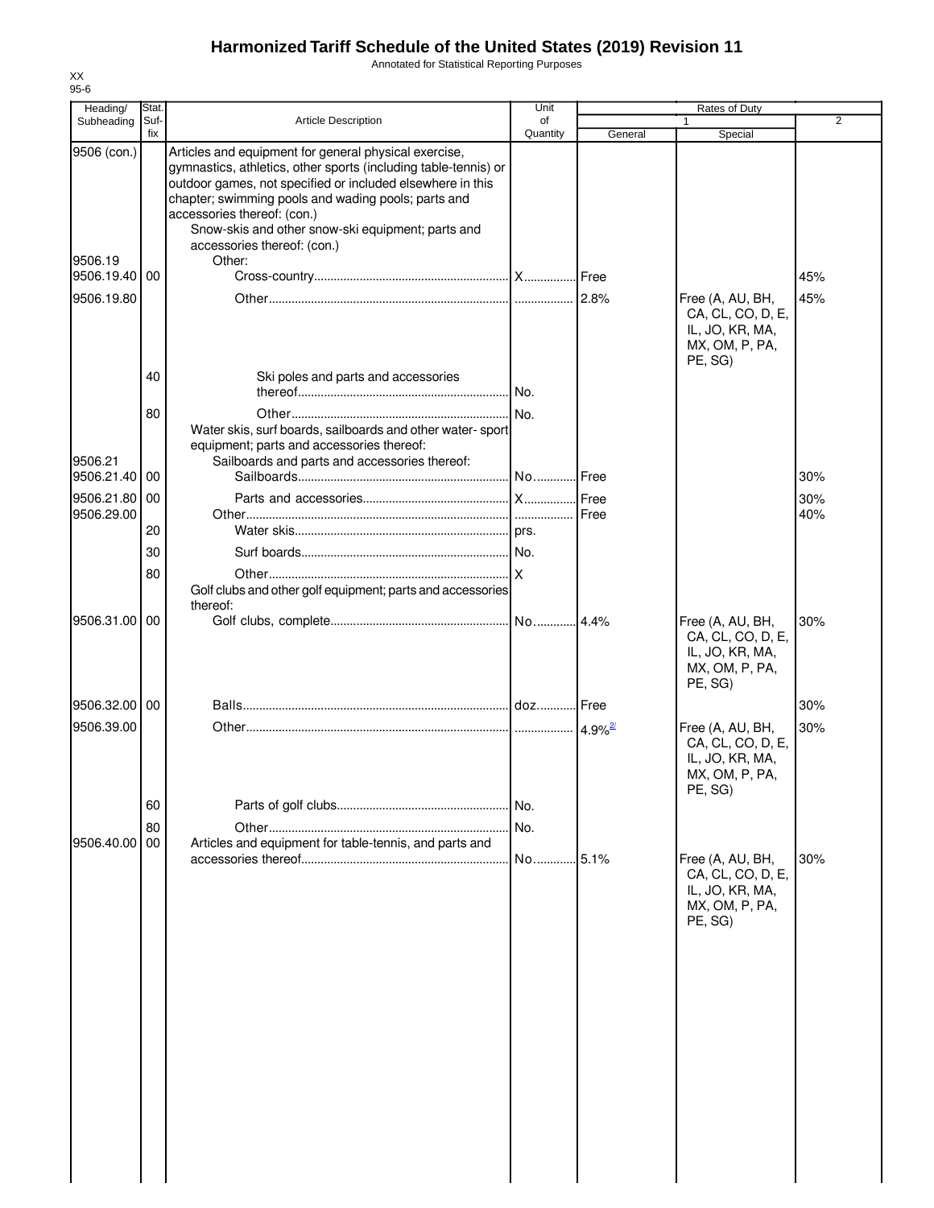# Harmonized Tariff Schedule of the United States (2019) Revision 11

Annotated for Statistical Reporting Purposes

XX
95-6

| Heading/ Subheading | Stat. Suf- fix | Article Description | Unit of Quantity | Rates of Duty 1 General | Special | 2 |
|---|---|---|---|---|---|---|
| 9506 (con.) | | Articles and equipment for general physical exercise, gymnastics, athletics, other sports (including table-tennis) or outdoor games, not specified or included elsewhere in this chapter; swimming pools and wading pools; parts and accessories thereof: (con.) | | | | |
| | | Snow-skis and other snow-ski equipment; parts and accessories thereof: (con.) | | | | |
| 9506.19 | | Other: | | | | |
| 9506.19.40 | 00 | Cross-country | X | Free | | 45% |
| 9506.19.80 | | Other | | 2.8% | Free (A, AU, BH, CA, CL, CO, D, E, IL, JO, KR, MA, MX, OM, P, PA, PE, SG) | 45% |
| | 40 | Ski poles and parts and accessories thereof | No. | | | |
| | 80 | Other | No. | | | |
| | | Water skis, surf boards, sailboards and other water- sport equipment; parts and accessories thereof: | | | | |
| 9506.21 | | Sailboards and parts and accessories thereof: | | | | |
| 9506.21.40 | 00 | Sailboards | No. | Free | | 30% |
| 9506.21.80 | 00 | Parts and accessories | X | Free | | 30% |
| 9506.29.00 | | Other | | Free | | 40% |
| | 20 | Water skis | prs. | | | |
| | 30 | Surf boards | No. | | | |
| | 80 | Other | X | | | |
| | | Golf clubs and other golf equipment; parts and accessories thereof: | | | | |
| 9506.31.00 | 00 | Golf clubs, complete | No. | 4.4% | Free (A, AU, BH, CA, CL, CO, D, E, IL, JO, KR, MA, MX, OM, P, PA, PE, SG) | 30% |
| 9506.32.00 | 00 | Balls | doz. | Free | | 30% |
| 9506.39.00 | | Other | | 4.9%[2/] | Free (A, AU, BH, CA, CL, CO, D, E, IL, JO, KR, MA, MX, OM, P, PA, PE, SG) | 30% |
| | 60 | Parts of golf clubs | No. | | | |
| | 80 | Other | No. | | | |
| 9506.40.00 | 00 | Articles and equipment for table-tennis, and parts and accessories thereof | No. | 5.1% | Free (A, AU, BH, CA, CL, CO, D, E, IL, JO, KR, MA, MX, OM, P, PA, PE, SG) | 30% |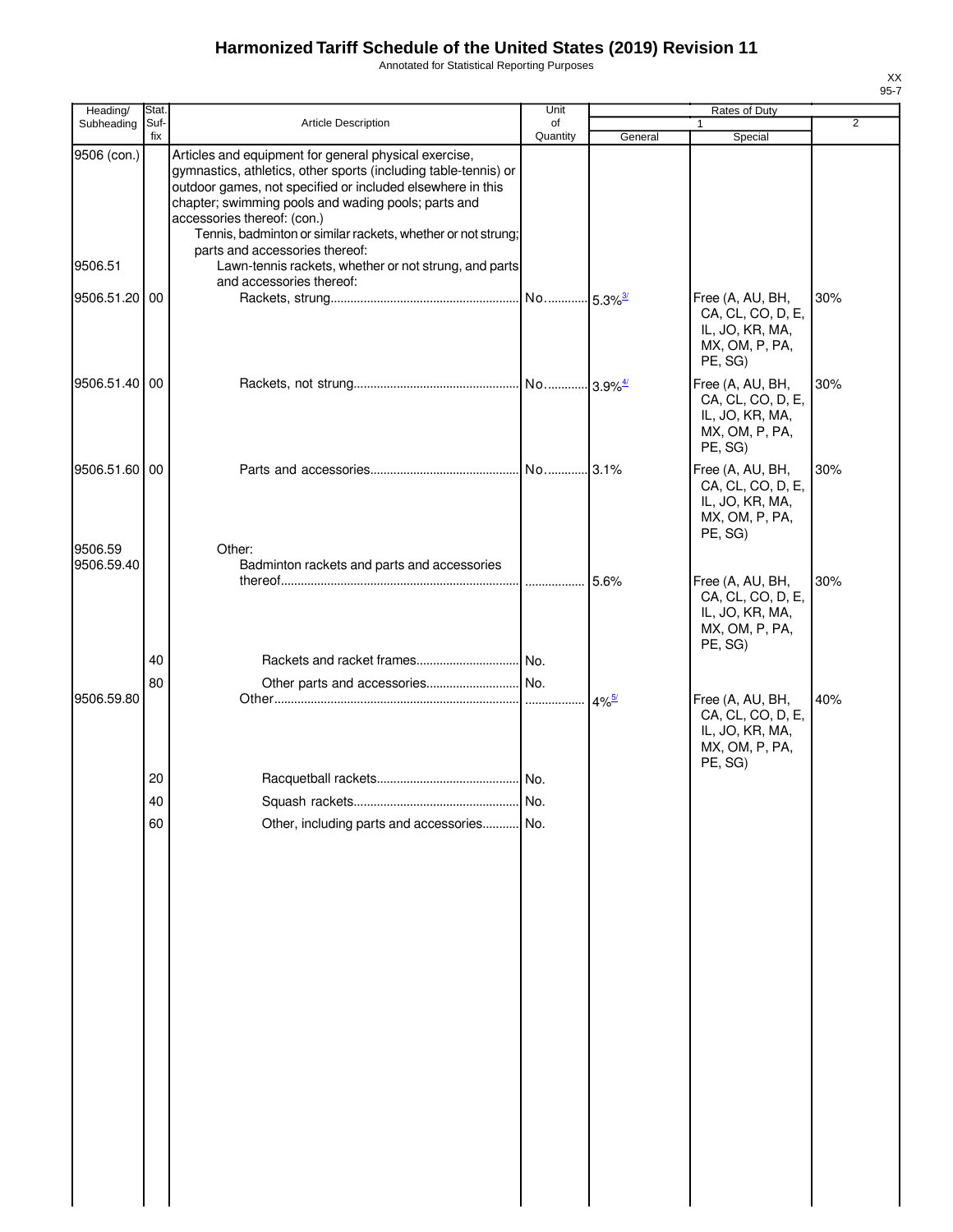# Harmonized Tariff Schedule of the United States (2019) Revision 11

Annotated for Statistical Reporting Purposes

XX
95-7

| Heading/ Subheading | Stat. Suf- fix | Article Description | Unit of Quantity | Rates of Duty | | |
|---|---|---|---|---|---|---|
| | | | | 1 | | 2 |
| | | | | General | Special | |
| 9506 (con.) | | Articles and equipment for general physical exercise, gymnastics, athletics, other sports (including table-tennis) or outdoor games, not specified or included elsewhere in this chapter; swimming pools and wading pools; parts and accessories thereof: (con.) | | | | |
| | | Tennis, badminton or similar rackets, whether or not strung; parts and accessories thereof: | | | | |
| 9506.51 | | Lawn-tennis rackets, whether or not strung, and parts and accessories thereof: | | | | |
| 9506.51.20 | 00 | Rackets, strung | No. | 5.3% [3/] | Free (A, AU, BH, CA, CL, CO, D, E, IL, JO, KR, MA, MX, OM, P, PA, PE, SG) | 30% |
| 9506.51.40 | 00 | Rackets, not strung | No. | 3.9% [4/] | Free (A, AU, BH, CA, CL, CO, D, E, IL, JO, KR, MA, MX, OM, P, PA, PE, SG) | 30% |
| 9506.51.60 | 00 | Parts and accessories | No. | 3.1% | Free (A, AU, BH, CA, CL, CO, D, E, IL, JO, KR, MA, MX, OM, P, PA, PE, SG) | 30% |
| 9506.59 | | Other: | | | | |
| 9506.59.40 | | Badminton rackets and parts and accessories thereof | | 5.6% | Free (A, AU, BH, CA, CL, CO, D, E, IL, JO, KR, MA, MX, OM, P, PA, PE, SG) | 30% |
| | 40 | Rackets and racket frames | No. | | | |
| | 80 | Other parts and accessories | No. | | | |
| 9506.59.80 | | Other | | 4% [5/] | Free (A, AU, BH, CA, CL, CO, D, E, IL, JO, KR, MA, MX, OM, P, PA, PE, SG) | 40% |
| | 20 | Racquetball rackets | No. | | | |
| | 40 | Squash rackets | No. | | | |
| | 60 | Other, including parts and accessories | No. | | | |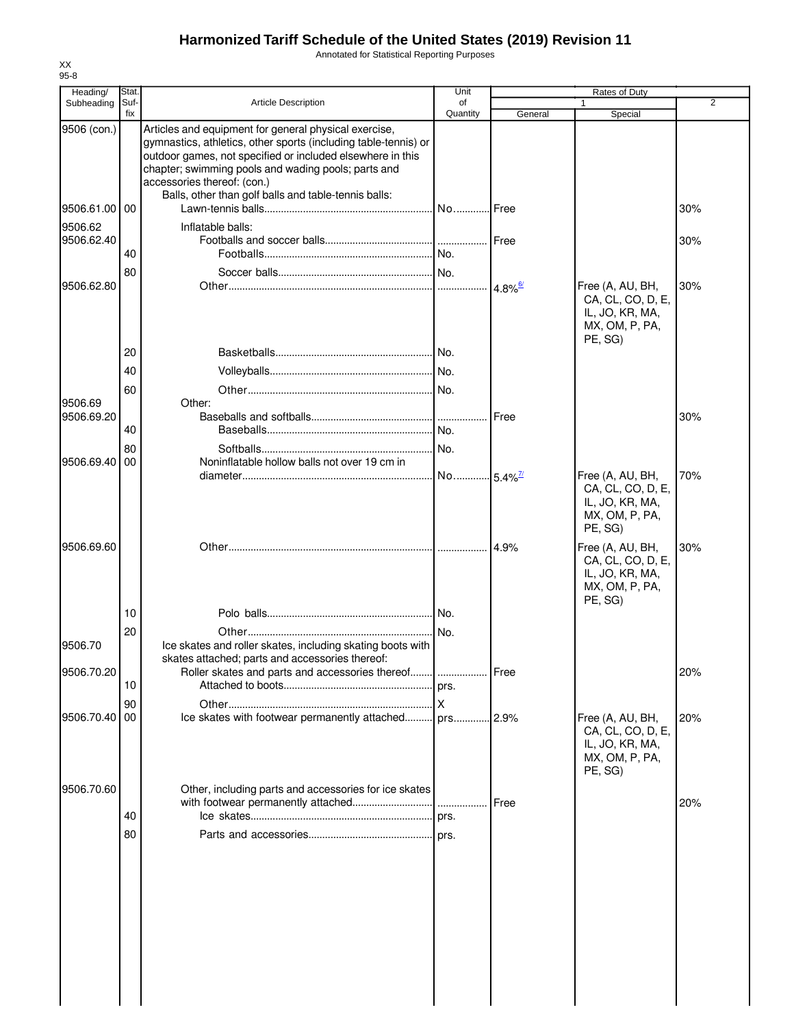# Harmonized Tariff Schedule of the United States (2019) Revision 11

Annotated for Statistical Reporting Purposes

XX
95-8

| Heading/ Subheading | Stat. Suf- fix | Article Description | Unit of Quantity | Rates of Duty 1 General | Special | 2 |
|---|---|---|---|---|---|---|
| 9506 (con.) | | Articles and equipment for general physical exercise, gymnastics, athletics, other sports (including table-tennis) or outdoor games, not specified or included elsewhere in this chapter; swimming pools and wading pools; parts and accessories thereof: (con.) | | | | |
| | | Balls, other than golf balls and table-tennis balls: | | | | |
| 9506.61.00 | 00 | Lawn-tennis balls | No. | Free | | 30% |
| 9506.62 | | Inflatable balls: | | | | |
| 9506.62.40 | | Footballs and soccer balls | | Free | | 30% |
| | 40 | Footballs | No. | | | |
| | 80 | Soccer balls | No. | | | |
| 9506.62.80 | | Other | | 4.8% [6/] | Free (A, AU, BH, CA, CL, CO, D, E, IL, JO, KR, MA, MX, OM, P, PA, PE, SG) | 30% |
| | 20 | Basketballs | No. | | | |
| | 40 | Volleyballs | No. | | | |
| | 60 | Other | No. | | | |
| 9506.69 | | Other: | | | | |
| 9506.69.20 | | Baseballs and softballs | | Free | | 30% |
| | 40 | Baseballs | No. | | | |
| | 80 | Softballs | No. | | | |
| 9506.69.40 | 00 | Noninflatable hollow balls not over 19 cm in diameter | No. | 5.4% [7/] | Free (A, AU, BH, CA, CL, CO, D, E, IL, JO, KR, MA, MX, OM, P, PA, PE, SG) | 70% |
| 9506.69.60 | | Other | | 4.9% | Free (A, AU, BH, CA, CL, CO, D, E, IL, JO, KR, MA, MX, OM, P, PA, PE, SG) | 30% |
| | 10 | Polo balls | No. | | | |
| | 20 | Other | No. | | | |
| 9506.70 | | Ice skates and roller skates, including skating boots with skates attached; parts and accessories thereof: | | | | |
| 9506.70.20 | | Roller skates and parts and accessories thereof | | Free | | 20% |
| | 10 | Attached to boots | prs. | | | |
| | 90 | Other | X | | | |
| 9506.70.40 | 00 | Ice skates with footwear permanently attached | prs. | 2.9% | Free (A, AU, BH, CA, CL, CO, D, E, IL, JO, KR, MA, MX, OM, P, PA, PE, SG) | 20% |
| 9506.70.60 | | Other, including parts and accessories for ice skates with footwear permanently attached | | Free | | 20% |
| | 40 | Ice skates | prs. | | | |
| | 80 | Parts and accessories | prs. | | | |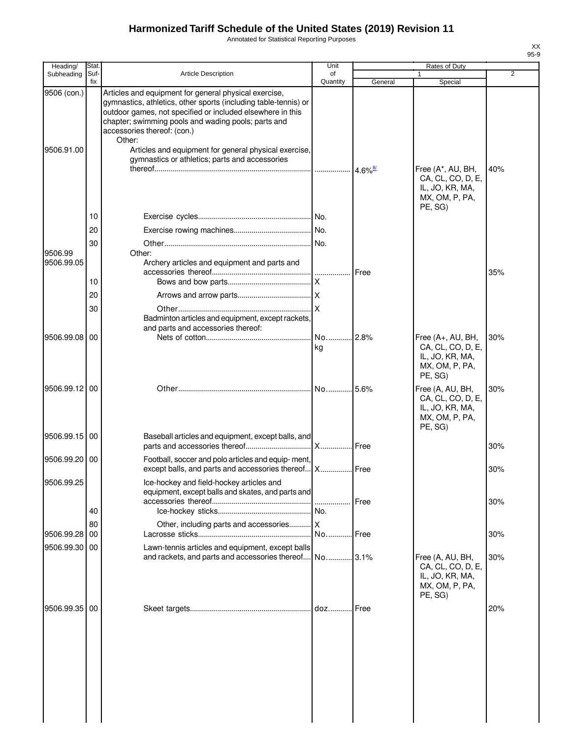# Harmonized Tariff Schedule of the United States (2019) Revision 11

Annotated for Statistical Reporting Purposes

| Heading/ Subheading | Stat. Suf- fix | Article Description | Unit of Quantity | Rates of Duty 1 General | Special | 2 |
|---|---|---|---|---|---|---|
| 9506 (con.) | | Articles and equipment for general physical exercise, gymnastics, athletics, other sports (including table-tennis) or outdoor games, not specified or included elsewhere in this chapter; swimming pools and wading pools; parts and accessories thereof: (con.) | | | | |
| | | Other: | | | | |
| 9506.91.00 | | Articles and equipment for general physical exercise, gymnastics or athletics; parts and accessories thereof | | 4.6%[8/] | Free (A*, AU, BH, CA, CL, CO, D, E, IL, JO, KR, MA, MX, OM, P, PA, PE, SG) | 40% |
| | 10 | Exercise cycles | No. | | | |
| | 20 | Exercise rowing machines | No. | | | |
| | 30 | Other | No. | | | |
| 9506.99 | | Other: | | | | |
| 9506.99.05 | | Archery articles and equipment and parts and accessories thereof | | Free | | 35% |
| | 10 | Bows and bow parts | X | | | |
| | 20 | Arrows and arrow parts | X | | | |
| | 30 | Other | X | | | |
| | | Badminton articles and equipment, except rackets, and parts and accessories thereof: | | | | |
| 9506.99.08 | 00 | Nets of cotton | No. kg | 2.8% | Free (A+, AU, BH, CA, CL, CO, D, E, IL, JO, KR, MA, MX, OM, P, PA, PE, SG) | 30% |
| 9506.99.12 | 00 | Other | No. | 5.6% | Free (A, AU, BH, CA, CL, CO, D, E, IL, JO, KR, MA, MX, OM, P, PA, PE, SG) | 30% |
| 9506.99.15 | 00 | Baseball articles and equipment, except balls, and parts and accessories thereof | X | Free | | 30% |
| 9506.99.20 | 00 | Football, soccer and polo articles and equip- ment, except balls, and parts and accessories thereof | X | Free | | 30% |
| 9506.99.25 | | Ice-hockey and field-hockey articles and equipment, except balls and skates, and parts and accessories thereof | | Free | | 30% |
| | 40 | Ice-hockey sticks | No. | | | |
| | 80 | Other, including parts and accessories | X | | | |
| 9506.99.28 | 00 | Lacrosse sticks | No. | Free | | 30% |
| 9506.99.30 | 00 | Lawn-tennis articles and equipment, except balls and rackets, and parts and accessories thereof | No. | 3.1% | Free (A, AU, BH, CA, CL, CO, D, E, IL, JO, KR, MA, MX, OM, P, PA, PE, SG) | 30% |
| 9506.99.35 | 00 | Skeet targets | doz. | Free | | 20% |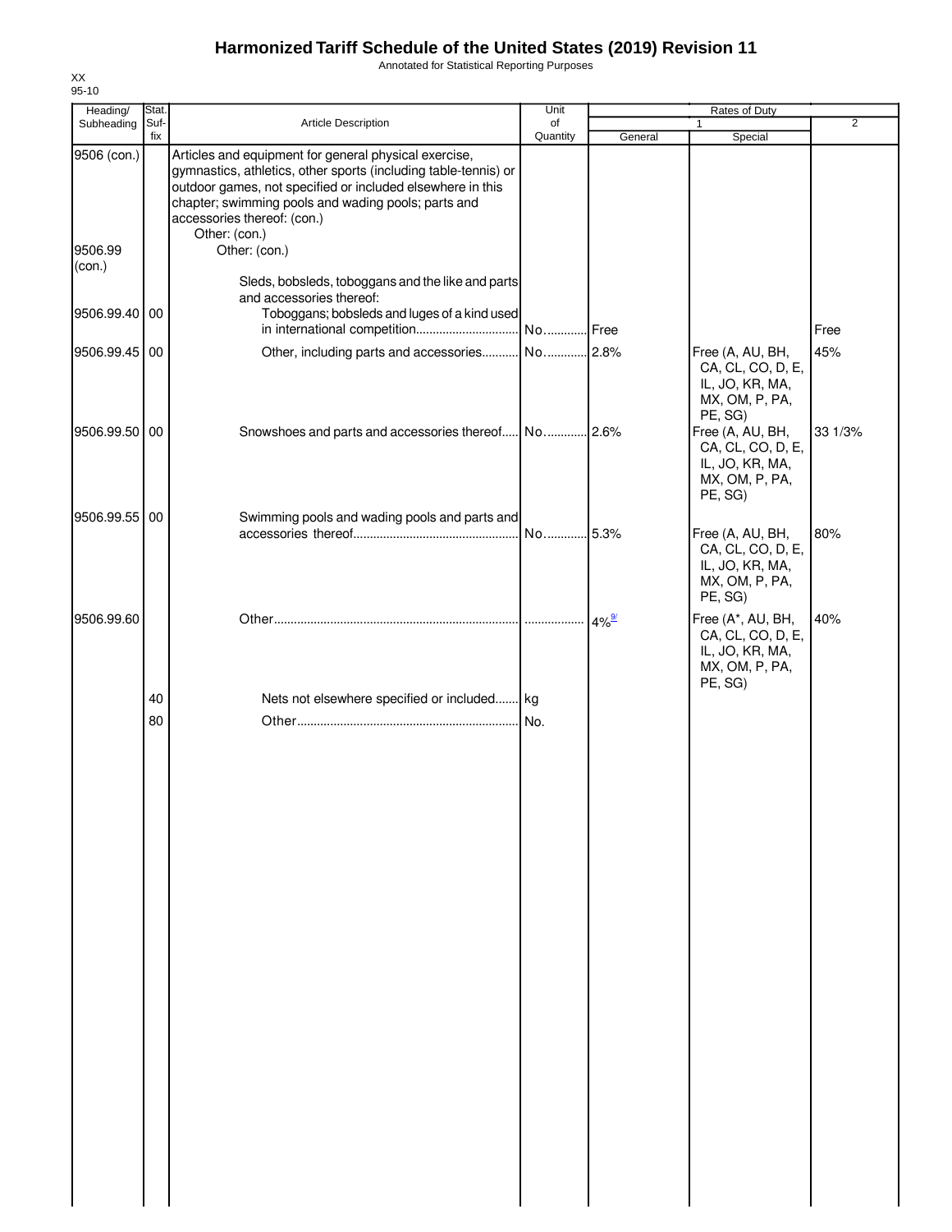# Harmonized Tariff Schedule of the United States (2019) Revision 11

Annotated for Statistical Reporting Purposes

XX
95-10

| Heading/ Subheading | Stat. Suf- fix | Article Description | Unit of Quantity | Rates of Duty 1 General | Special | 2 |
|---|---|---|---|---|---|---|
| 9506 (con.) | | Articles and equipment for general physical exercise, gymnastics, athletics, other sports (including table-tennis) or outdoor games, not specified or included elsewhere in this chapter; swimming pools and wading pools; parts and accessories thereof: (con.) | | | | |
| | | Other: (con.) | | | | |
| 9506.99 (con.) | | Other: (con.) | | | | |
| | | Sleds, bobsleds, toboggans and the like and parts and accessories thereof: | | | | |
| 9506.99.40 | 00 | Toboggans; bobsleds and luges of a kind used in international competition | No. | Free | | Free |
| 9506.99.45 | 00 | Other, including parts and accessories | No. | 2.8% | Free (A, AU, BH, CA, CL, CO, D, E, IL, JO, KR, MA, MX, OM, P, PA, PE, SG) | 45% |
| 9506.99.50 | 00 | Snowshoes and parts and accessories thereof | No. | 2.6% | Free (A, AU, BH, CA, CL, CO, D, E, IL, JO, KR, MA, MX, OM, P, PA, PE, SG) | 33 1/3% |
| 9506.99.55 | 00 | Swimming pools and wading pools and parts and accessories thereof | No. | 5.3% | Free (A, AU, BH, CA, CL, CO, D, E, IL, JO, KR, MA, MX, OM, P, PA, PE, SG) | 80% |
| 9506.99.60 | | Other | | 4%[9/] | Free (A*, AU, BH, CA, CL, CO, D, E, IL, JO, KR, MA, MX, OM, P, PA, PE, SG) | 40% |
| | 40 | Nets not elsewhere specified or included | kg | | | |
| | 80 | Other | No. | | | |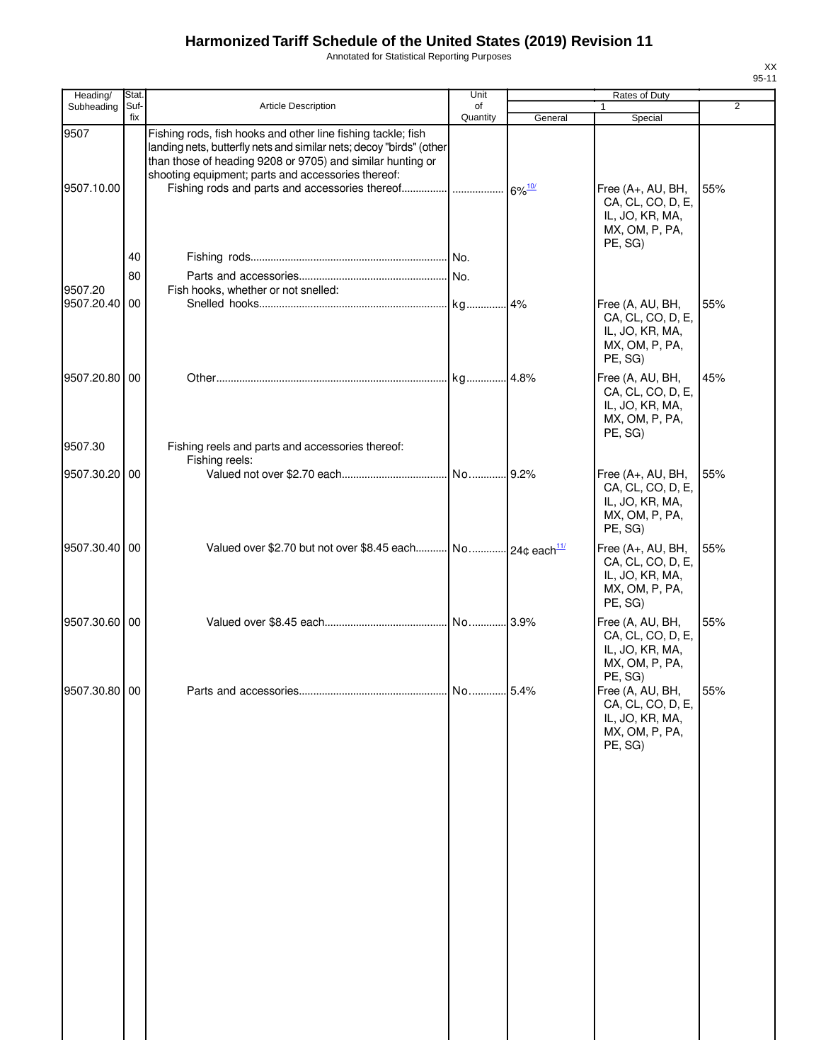# Harmonized Tariff Schedule of the United States (2019) Revision 11

Annotated for Statistical Reporting Purposes

XX
95-11

| Heading/ Subheading | Stat. Suf- fix | Article Description | Unit of Quantity | Rates of Duty 1 General | Special | 2 |
|---|---|---|---|---|---|---|
| 9507 | | Fishing rods, fish hooks and other line fishing tackle; fish landing nets, butterfly nets and similar nets; decoy "birds" (other than those of heading 9208 or 9705) and similar hunting or shooting equipment; parts and accessories thereof: | | | | |
| 9507.10.00 | | Fishing rods and parts and accessories thereof | | 6%[10/] | Free (A+, AU, BH, CA, CL, CO, D, E, IL, JO, KR, MA, MX, OM, P, PA, PE, SG) | 55% |
| | 40 | Fishing rods | No. | | | |
| | 80 | Parts and accessories | No. | | | |
| 9507.20 | | Fish hooks, whether or not snelled: | | | | |
| 9507.20.40 | 00 | Snelled hooks | kg | 4% | Free (A, AU, BH, CA, CL, CO, D, E, IL, JO, KR, MA, MX, OM, P, PA, PE, SG) | 55% |
| 9507.20.80 | 00 | Other | kg | 4.8% | Free (A, AU, BH, CA, CL, CO, D, E, IL, JO, KR, MA, MX, OM, P, PA, PE, SG) | 45% |
| 9507.30 | | Fishing reels and parts and accessories thereof: | | | | |
| | | Fishing reels: | | | | |
| 9507.30.20 | 00 | Valued not over $2.70 each | No. | 9.2% | Free (A+, AU, BH, CA, CL, CO, D, E, IL, JO, KR, MA, MX, OM, P, PA, PE, SG) | 55% |
| 9507.30.40 | 00 | Valued over $2.70 but not over $8.45 each | No. | 24¢ each[11/] | Free (A+, AU, BH, CA, CL, CO, D, E, IL, JO, KR, MA, MX, OM, P, PA, PE, SG) | 55% |
| 9507.30.60 | 00 | Valued over $8.45 each | No. | 3.9% | Free (A, AU, BH, CA, CL, CO, D, E, IL, JO, KR, MA, MX, OM, P, PA, PE, SG) | 55% |
| 9507.30.80 | 00 | Parts and accessories | No. | 5.4% | Free (A, AU, BH, CA, CL, CO, D, E, IL, JO, KR, MA, MX, OM, P, PA, PE, SG) | 55% |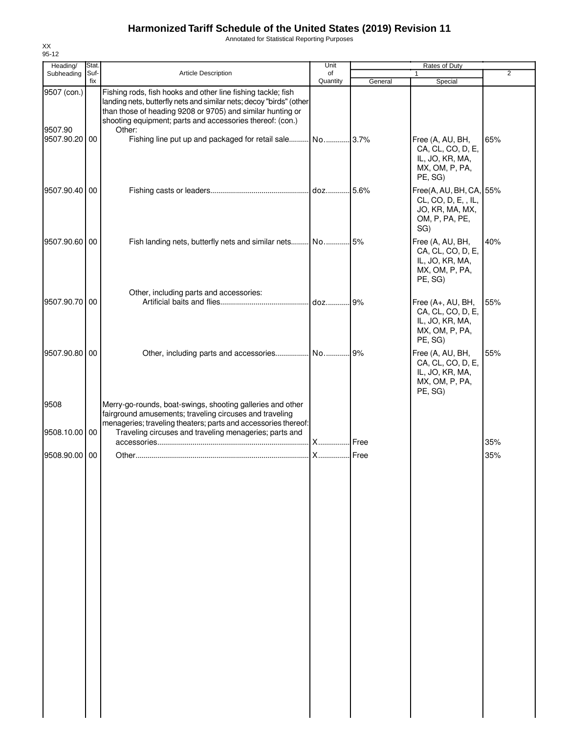# Harmonized Tariff Schedule of the United States (2019) Revision 11

Annotated for Statistical Reporting Purposes

XX
95-12

| Heading/ Subheading | Stat. Suf-fix | Article Description | Unit of Quantity | Rates of Duty | | |
|---|---|---|---|---|---|---|
| | | | | 1 | | 2 |
| | | | | General | Special | |
| 9507 (con.) | | Fishing rods, fish hooks and other line fishing tackle; fish landing nets, butterfly nets and similar nets; decoy "birds" (other than those of heading 9208 or 9705) and similar hunting or shooting equipment; parts and accessories thereof: (con.) | | | | |
| 9507.90 | | Other: | | | | |
| 9507.90.20 | 00 | Fishing line put up and packaged for retail sale | No. | 3.7% | Free (A, AU, BH, CA, CL, CO, D, E, IL, JO, KR, MA, MX, OM, P, PA, PE, SG) | 65% |
| 9507.90.40 | 00 | Fishing casts or leaders | doz. | 5.6% | Free(A, AU, BH, CA, CL, CO, D, E, , IL, JO, KR, MA, MX, OM, P, PA, PE, SG) | 55% |
| 9507.90.60 | 00 | Fish landing nets, butterfly nets and similar nets | No. | 5% | Free (A, AU, BH, CA, CL, CO, D, E, IL, JO, KR, MA, MX, OM, P, PA, PE, SG) | 40% |
| | | Other, including parts and accessories: | | | | |
| 9507.90.70 | 00 | Artificial baits and flies | doz. | 9% | Free (A+, AU, BH, CA, CL, CO, D, E, IL, JO, KR, MA, MX, OM, P, PA, PE, SG) | 55% |
| 9507.90.80 | 00 | Other, including parts and accessories | No. | 9% | Free (A, AU, BH, CA, CL, CO, D, E, IL, JO, KR, MA, MX, OM, P, PA, PE, SG) | 55% |
| 9508 | | Merry-go-rounds, boat-swings, shooting galleries and other fairground amusements; traveling circuses and traveling menageries; traveling theaters; parts and accessories thereof: | | | | |
| 9508.10.00 | 00 | Traveling circuses and traveling menageries; parts and accessories | X | Free | | 35% |
| 9508.90.00 | 00 | Other | X | Free | | 35% |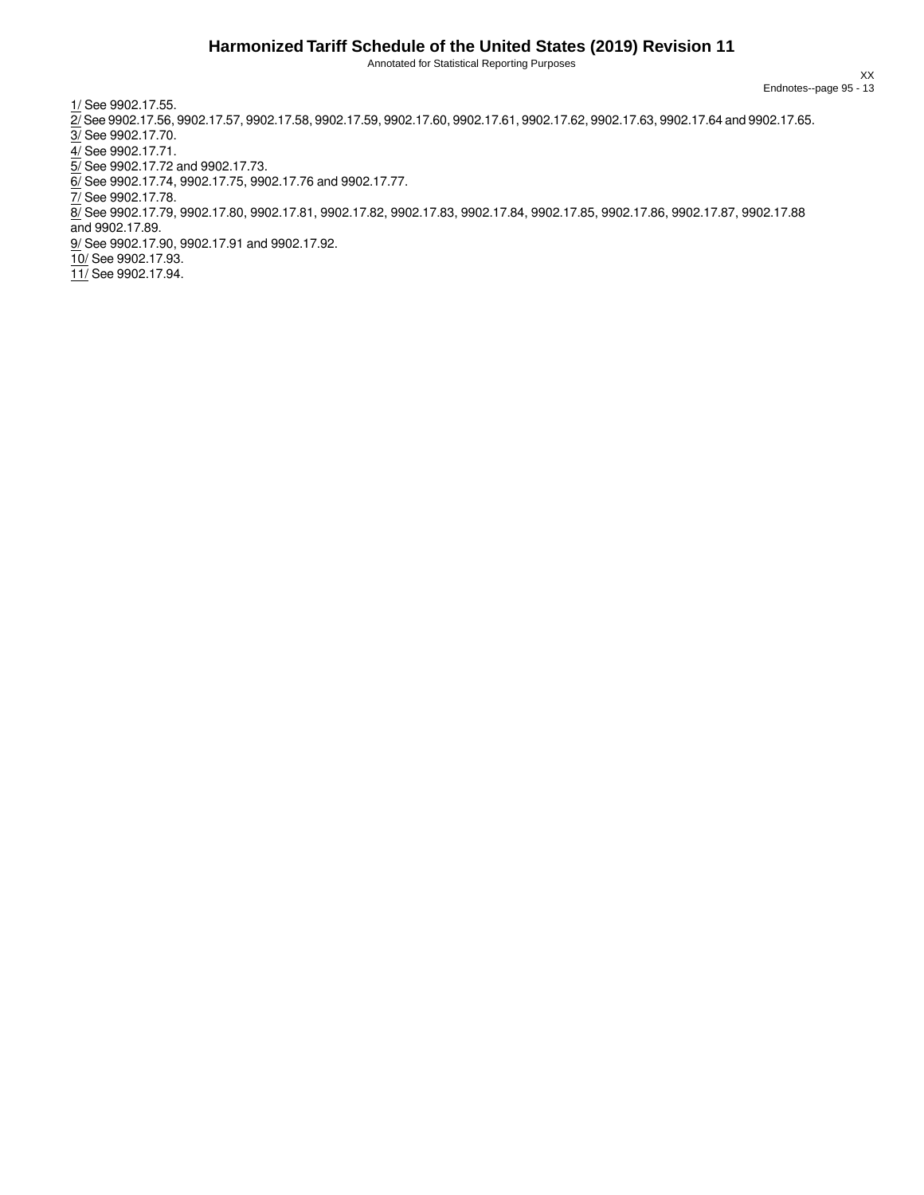1/ See 9902.17.55.

2/ See 9902.17.56, 9902.17.57, 9902.17.58, 9902.17.59, 9902.17.60, 9902.17.61, 9902.17.62, 9902.17.63, 9902.17.64 and 9902.17.65.

3/ See 9902.17.70.

4/ See 9902.17.71.

5/ See 9902.17.72 and 9902.17.73.

6/ See 9902.17.74, 9902.17.75, 9902.17.76 and 9902.17.77.

7/ See 9902.17.78.

8/ See 9902.17.79, 9902.17.80, 9902.17.81, 9902.17.82, 9902.17.83, 9902.17.84, 9902.17.85, 9902.17.86, 9902.17.87, 9902.17.88 and 9902.17.89.

9/ See 9902.17.90, 9902.17.91 and 9902.17.92.

10/ See 9902.17.93.

11/ See 9902.17.94.